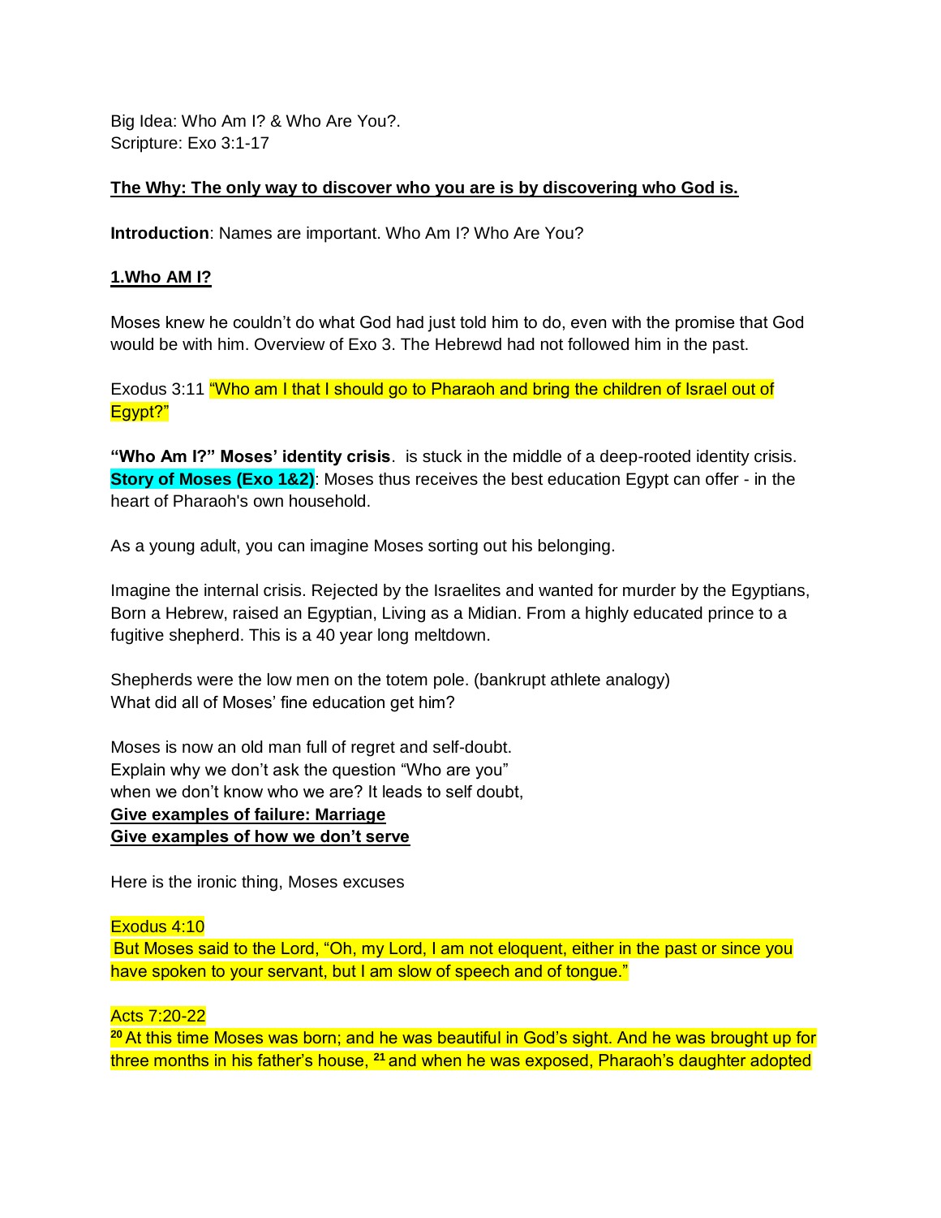Big Idea: Who Am I? & Who Are You?.
Scripture: Exo 3:1-17

**The Why: The only way to discover who you are is by discovering who God is.**

**Introduction**: Names are important. Who Am I? Who Are You?

**1.Who AM I?**

Moses knew he couldn't do what God had just told him to do, even with the promise that God would be with him. Overview of Exo 3. The Hebrewd had not followed him in the past.

Exodus 3:11 "Who am I that I should go to Pharaoh and bring the children of Israel out of Egypt?"

**"Who Am I?" Moses' identity crisis**. is stuck in the middle of a deep-rooted identity crisis. **Story of Moses (Exo 1&2)**: Moses thus receives the best education Egypt can offer - in the heart of Pharaoh's own household.

As a young adult, you can imagine Moses sorting out his belonging.

Imagine the internal crisis. Rejected by the Israelites and wanted for murder by the Egyptians, Born a Hebrew, raised an Egyptian, Living as a Midian. From a highly educated prince to a fugitive shepherd. This is a 40 year long meltdown.

Shepherds were the low men on the totem pole. (bankrupt athlete analogy)
What did all of Moses' fine education get him?

Moses is now an old man full of regret and self-doubt.
Explain why we don't ask the question "Who are you"
when we don't know who we are? It leads to self doubt,
**Give examples of failure: Marriage**
**Give examples of how we don't serve**

Here is the ironic thing, Moses excuses

Exodus 4:10
But Moses said to the Lord, "Oh, my Lord, I am not eloquent, either in the past or since you have spoken to your servant, but I am slow of speech and of tongue."

Acts 7:20-22
[20] At this time Moses was born; and he was beautiful in God's sight. And he was brought up for three months in his father's house, [21] and when he was exposed, Pharaoh's daughter adopted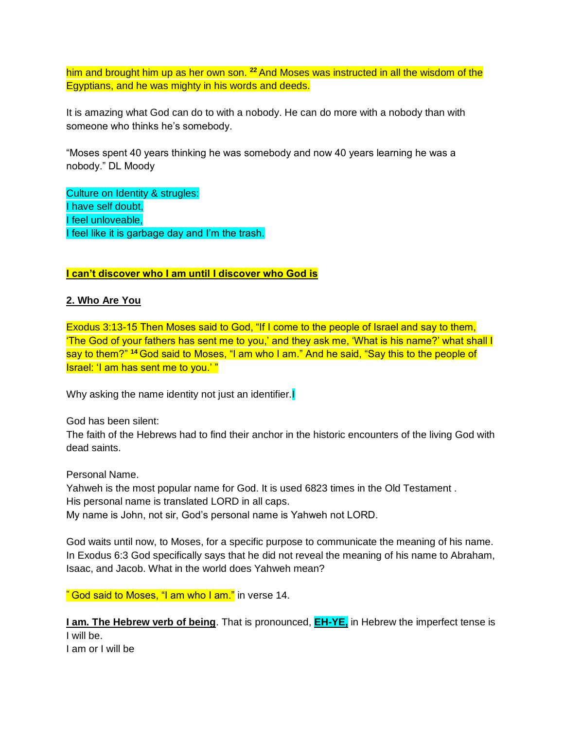him and brought him up as her own son. [22] And Moses was instructed in all the wisdom of the Egyptians, and he was mighty in his words and deeds.

It is amazing what God can do to with a nobody. He can do more with a nobody than with someone who thinks he's somebody.

"Moses spent 40 years thinking he was somebody and now 40 years learning he was a nobody." DL Moody

Culture on Identity & strugles:
I have self doubt,
I feel unloveable,
I feel like it is garbage day and I'm the trash.

**I can't discover who I am until I discover who God is**

## 2. Who Are You

Exodus 3:13-15 Then Moses said to God, "If I come to the people of Israel and say to them, 'The God of your fathers has sent me to you,' and they ask me, 'What is his name?' what shall I say to them?" [14] God said to Moses, "I am who I am." And he said, "Say this to the people of Israel: 'I am has sent me to you.' "

Why asking the name identity not just an identifier.

God has been silent:
The faith of the Hebrews had to find their anchor in the historic encounters of the living God with dead saints.

Personal Name.
Yahweh is the most popular name for God. It is used 6823 times in the Old Testament .
His personal name is translated LORD in all caps.
My name is John, not sir, God's personal name is Yahweh not LORD.

God waits until now, to Moses, for a specific purpose to communicate the meaning of his name. In Exodus 6:3 God specifically says that he did not reveal the meaning of his name to Abraham, Isaac, and Jacob. What in the world does Yahweh mean?

" God said to Moses, "I am who I am." in verse 14.

**I am. The Hebrew verb of being**. That is pronounced, **EH-YE,** in Hebrew the imperfect tense is I will be.
I am or I will be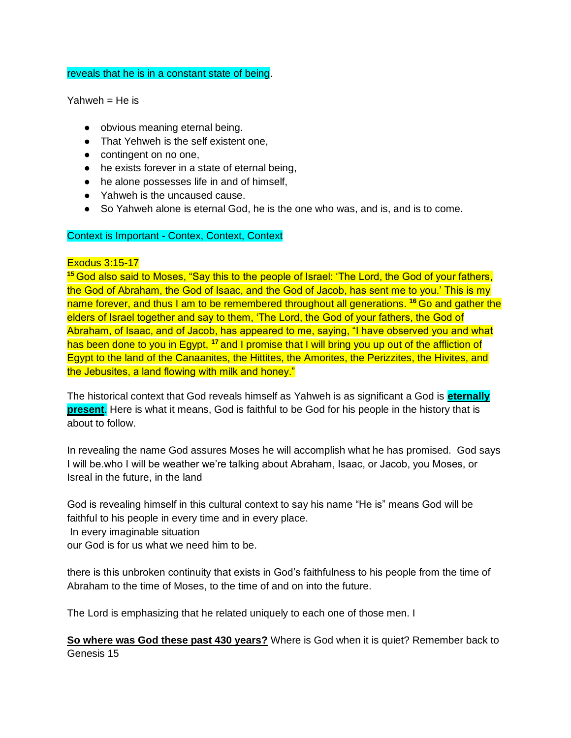reveals that he is in a constant state of being.

Yahweh = He is

- obvious meaning eternal being.
- That Yehweh is the self existent one,
- contingent on no one,
- he exists forever in a state of eternal being,
- he alone possesses life in and of himself,
- Yahweh is the uncaused cause.
- So Yahweh alone is eternal God, he is the one who was, and is, and is to come.

Context is Important - Contex, Context, Context

Exodus 3:15-17
[15] God also said to Moses, "Say this to the people of Israel: 'The Lord, the God of your fathers, the God of Abraham, the God of Isaac, and the God of Jacob, has sent me to you.' This is my name forever, and thus I am to be remembered throughout all generations. [16] Go and gather the elders of Israel together and say to them, 'The Lord, the God of your fathers, the God of Abraham, of Isaac, and of Jacob, has appeared to me, saying, "I have observed you and what has been done to you in Egypt, [17] and I promise that I will bring you up out of the affliction of Egypt to the land of the Canaanites, the Hittites, the Amorites, the Perizzites, the Hivites, and the Jebusites, a land flowing with milk and honey."

The historical context that God reveals himself as Yahweh is as significant a God is **eternally present**. Here is what it means, God is faithful to be God for his people in the history that is about to follow.

In revealing the name God assures Moses he will accomplish what he has promised. God says I will be.who I will be weather we're talking about Abraham, Isaac, or Jacob, you Moses, or Isreal in the future, in the land

God is revealing himself in this cultural context to say his name "He is" means God will be faithful to his people in every time and in every place.
In every imaginable situation
our God is for us what we need him to be.

there is this unbroken continuity that exists in God's faithfulness to his people from the time of Abraham to the time of Moses, to the time of and on into the future.

The Lord is emphasizing that he related uniquely to each one of those men. I

**So where was God these past 430 years?** Where is God when it is quiet? Remember back to Genesis 15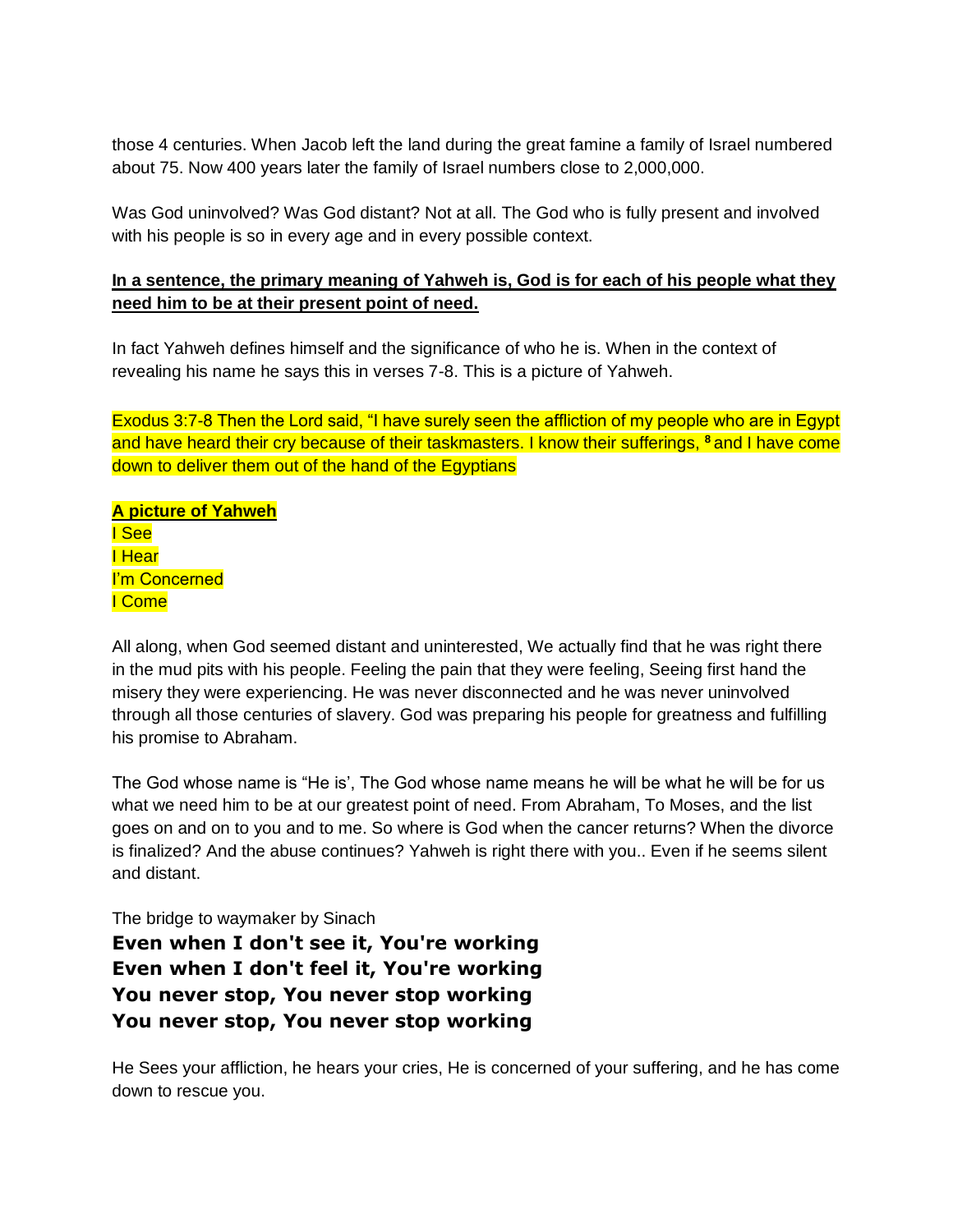those 4 centuries. When Jacob left the land during the great famine a family of Israel numbered about 75. Now 400 years later the family of Israel numbers close to 2,000,000.

Was God uninvolved? Was God distant? Not at all. The God who is fully present and involved with his people is so in every age and in every possible context.

**In a sentence, the primary meaning of Yahweh is, God is for each of his people what they need him to be at their present point of need.**

In fact Yahweh defines himself and the significance of who he is. When in the context of revealing his name he says this in verses 7-8. This is a picture of Yahweh.

Exodus 3:7-8 Then the Lord said, "I have surely seen the affliction of my people who are in Egypt and have heard their cry because of their taskmasters. I know their sufferings, [8] and I have come down to deliver them out of the hand of the Egyptians

**A picture of Yahweh**
I See
I Hear
I'm Concerned
I Come

All along, when God seemed distant and uninterested, We actually find that he was right there in the mud pits with his people. Feeling the pain that they were feeling, Seeing first hand the misery they were experiencing. He was never disconnected and he was never uninvolved through all those centuries of slavery. God was preparing his people for greatness and fulfilling his promise to Abraham.

The God whose name is "He is', The God whose name means he will be what he will be for us what we need him to be at our greatest point of need. From Abraham, To Moses, and the list goes on and on to you and to me. So where is God when the cancer returns? When the divorce is finalized? And the abuse continues? Yahweh is right there with you.. Even if he seems silent and distant.

The bridge to waymaker by Sinach

**Even when I don't see it, You're working**
**Even when I don't feel it, You're working**
**You never stop, You never stop working**
**You never stop, You never stop working**

He Sees your affliction, he hears your cries, He is concerned of your suffering, and he has come down to rescue you.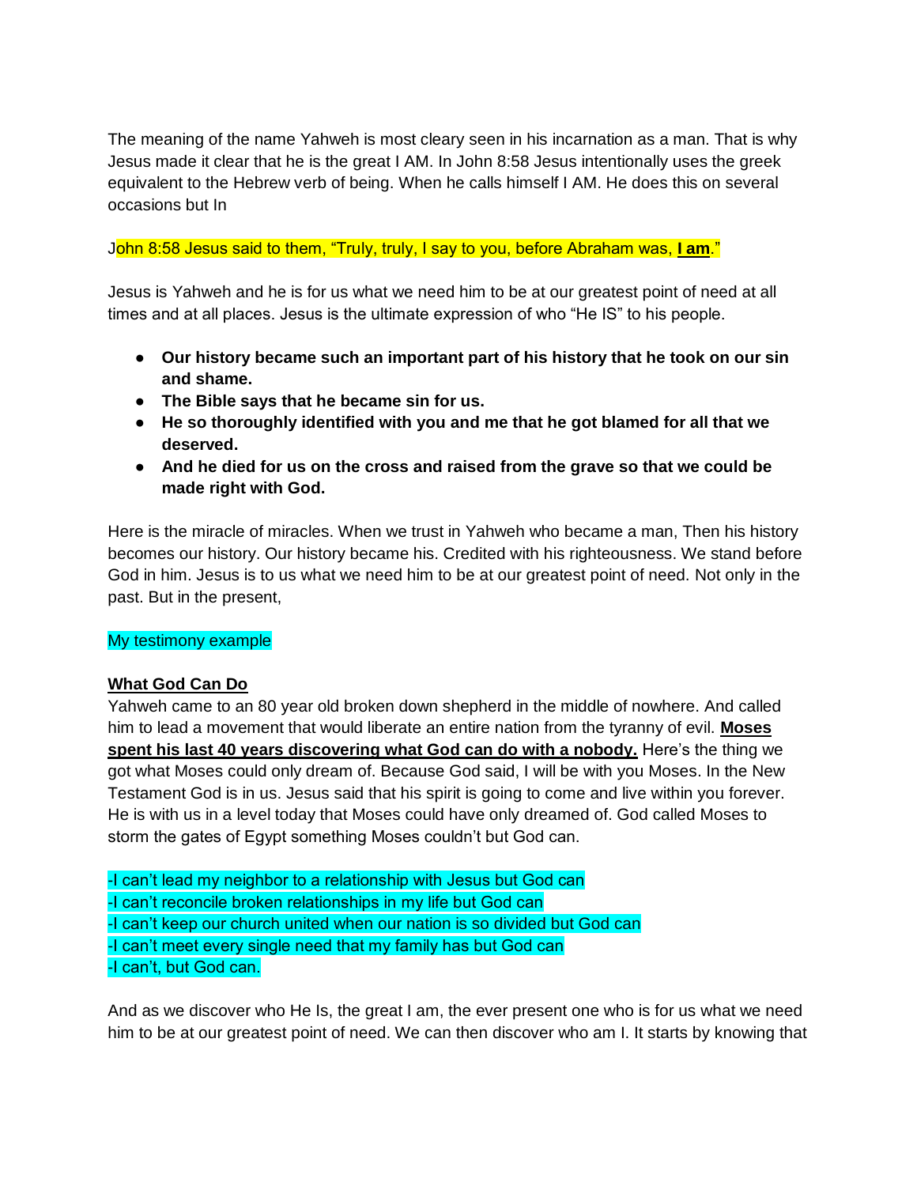The meaning of the name Yahweh is most cleary seen in his incarnation as a man. That is why Jesus made it clear that he is the great I AM. In John 8:58 Jesus intentionally uses the greek equivalent to the Hebrew verb of being. When he calls himself I AM. He does this on several occasions but In

John 8:58 Jesus said to them, “Truly, truly, I say to you, before Abraham was, **I am**.”

Jesus is Yahweh and he is for us what we need him to be at our greatest point of need at all times and at all places. Jesus is the ultimate expression of who “He IS” to his people.

- **Our history became such an important part of his history that he took on our sin and shame.**
- **The Bible says that he became sin for us.**
- **He so thoroughly identified with you and me that he got blamed for all that we deserved.**
- **And he died for us on the cross and raised from the grave so that we could be made right with God.**

Here is the miracle of miracles. When we trust in Yahweh who became a man, Then his history becomes our history. Our history became his. Credited with his righteousness. We stand before God in him. Jesus is to us what we need him to be at our greatest point of need. Not only in the past. But in the present,

My testimony example

**What God Can Do**

Yahweh came to an 80 year old broken down shepherd in the middle of nowhere. And called him to lead a movement that would liberate an entire nation from the tyranny of evil. **Moses spent his last 40 years discovering what God can do with a nobody.** Here's the thing we got what Moses could only dream of. Because God said, I will be with you Moses. In the New Testament God is in us. Jesus said that his spirit is going to come and live within you forever. He is with us in a level today that Moses could have only dreamed of. God called Moses to storm the gates of Egypt something Moses couldn't but God can.

-I can't lead my neighbor to a relationship with Jesus but God can
-I can't reconcile broken relationships in my life but God can
-I can't keep our church united when our nation is so divided but God can
-I can't meet every single need that my family has but God can
-I can't, but God can.

And as we discover who He Is, the great I am, the ever present one who is for us what we need him to be at our greatest point of need. We can then discover who am I. It starts by knowing that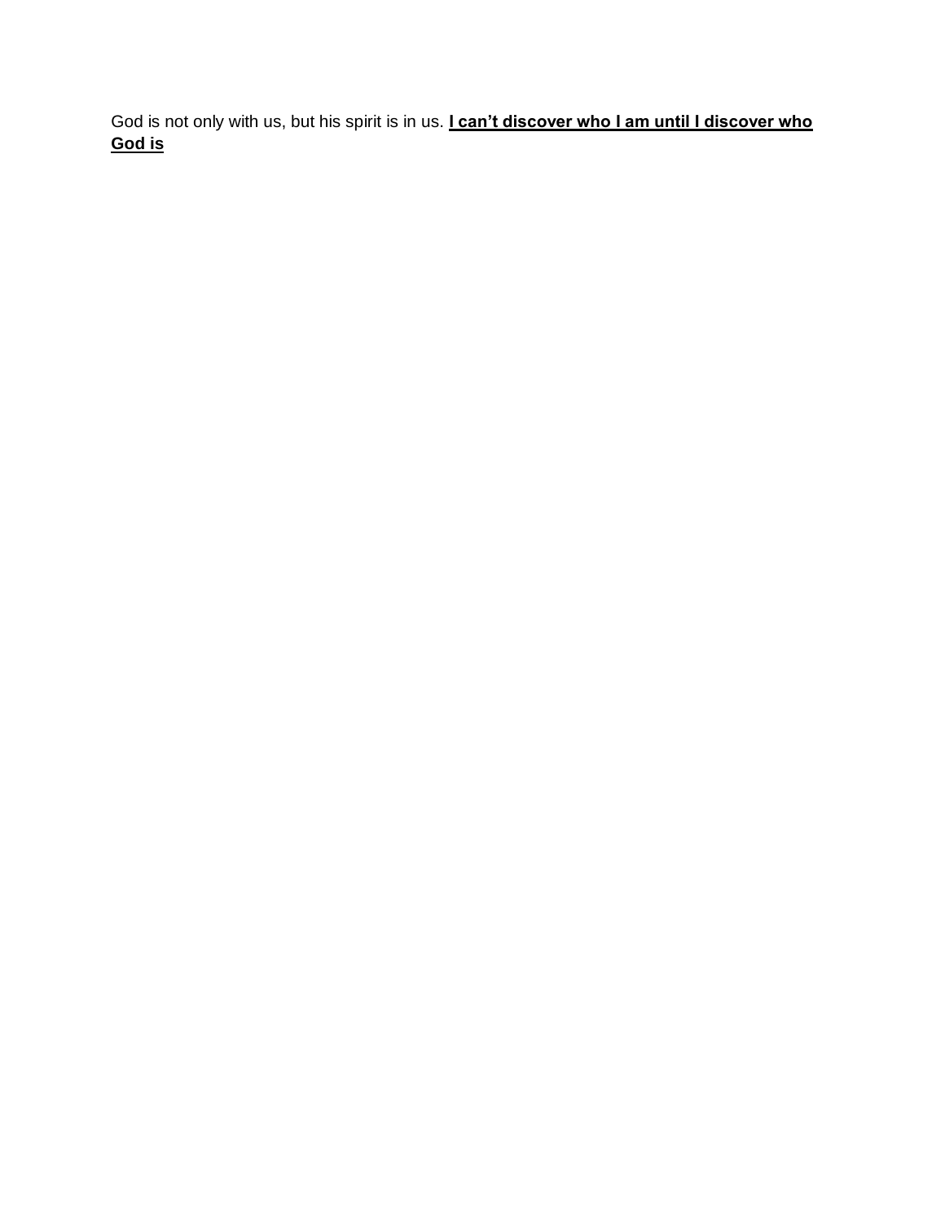God is not only with us, but his spirit is in us. **<u>I can’t discover who I am until I discover who God is</u>**